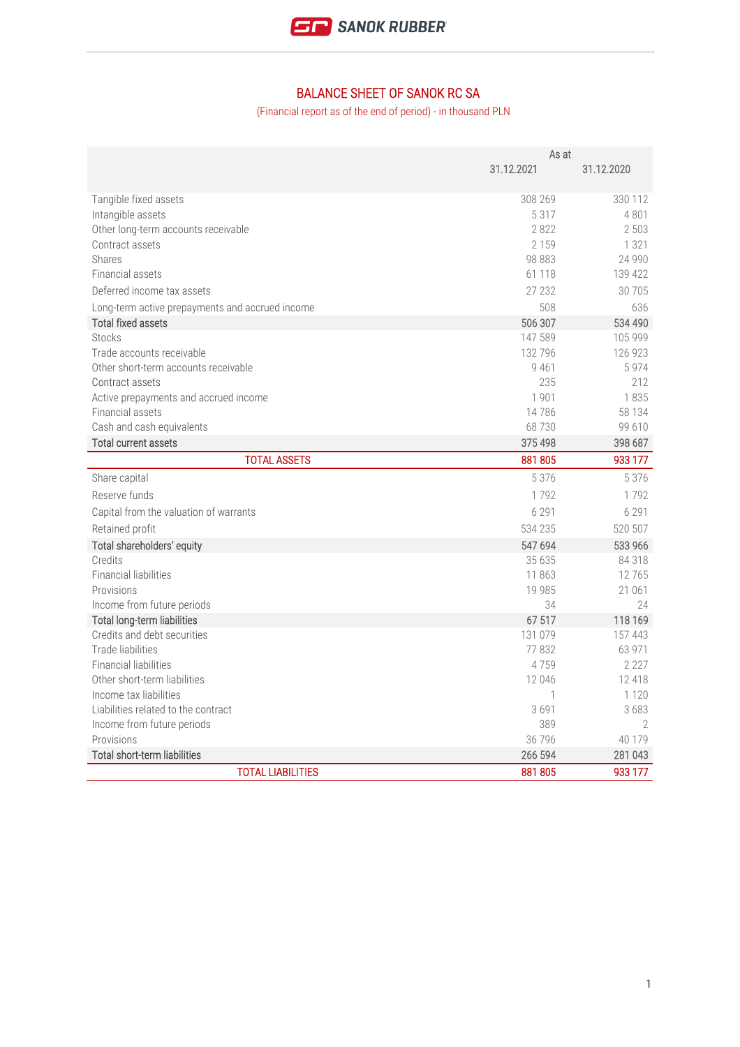# BALANCE SHEET OF SANOK RC SA

(Financial report as of the end of period) - in thousand PLN

| | As at | |
|---|---|---|
| | 31.12.2021 | 31.12.2020 |
| Tangible fixed assets | 308 269 | 330 112 |
| Intangible assets | 5 317 | 4 801 |
| Other long-term accounts receivable | 2 822 | 2 503 |
| Contract assets | 2 159 | 1 321 |
| Shares | 98 883 | 24 990 |
| Financial assets | 61 118 | 139 422 |
| Deferred income tax assets | 27 232 | 30 705 |
| Long-term active prepayments and accrued income | 508 | 636 |
| Total fixed assets | 506 307 | 534 490 |
| Stocks | 147 589 | 105 999 |
| Trade accounts receivable | 132 796 | 126 923 |
| Other short-term accounts receivable | 9 461 | 5 974 |
| Contract assets | 235 | 212 |
| Active prepayments and accrued income | 1 901 | 1 835 |
| Financial assets | 14 786 | 58 134 |
| Cash and cash equivalents | 68 730 | 99 610 |
| Total current assets | 375 498 | 398 687 |
| TOTAL ASSETS | 881 805 | 933 177 |
| Share capital | 5 376 | 5 376 |
| Reserve funds | 1 792 | 1 792 |
| Capital from the valuation of warrants | 6 291 | 6 291 |
| Retained profit | 534 235 | 520 507 |
| Total shareholders' equity | 547 694 | 533 966 |
| Credits | 35 635 | 84 318 |
| Financial liabilities | 11 863 | 12 765 |
| Provisions | 19 985 | 21 061 |
| Income from future periods | 34 | 24 |
| Total long-term liabilities | 67 517 | 118 169 |
| Credits and debt securities | 131 079 | 157 443 |
| Trade liabilities | 77 832 | 63 971 |
| Financial liabilities | 4 759 | 2 227 |
| Other short-term liabilities | 12 046 | 12 418 |
| Income tax liabilities | 1 | 1 120 |
| Liabilities related to the contract | 3 691 | 3 683 |
| Income from future periods | 389 | 2 |
| Provisions | 36 796 | 40 179 |
| Total short-term liabilities | 266 594 | 281 043 |
| TOTAL LIABILITIES | 881 805 | 933 177 |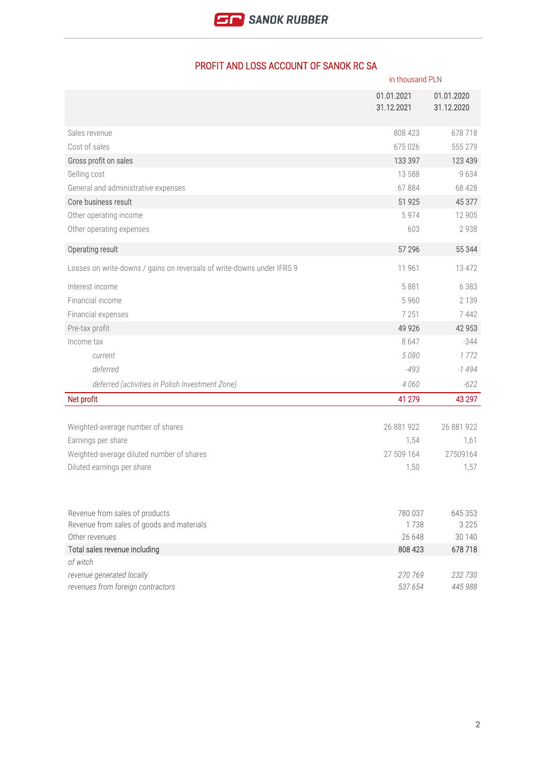## PROFIT AND LOSS ACCOUNT OF SANOK RC SA

in thousand PLN

| | 01.01.2021 31.12.2021 | 01.01.2020 31.12.2020 |
|---|---|---|
| Sales revenue | 808 423 | 678 718 |
| Cost of sales | 675 026 | 555 279 |
| Gross profit on sales | 133 397 | 123 439 |
| Selling cost | 13 588 | 9 634 |
| General and administrative expenses | 67 884 | 68 428 |
| Core business result | 51 925 | 45 377 |
| Other operating income | 5 974 | 12 905 |
| Other operating expenses | 603 | 2 938 |
| Operating result | 57 296 | 55 344 |
| Losses on write-downs / gains on reversals of write-downs under IFRS 9 | 11 961 | 13 472 |
| Interest income | 5 881 | 6 383 |
| Financial income | 5 960 | 2 139 |
| Financial expenses | 7 251 | 7 442 |
| Pre-tax profit | 49 926 | 42 953 |
| Income tax | 8 647 | -344 |
| *current* | *5 080* | *1 772* |
| *deferred* | *-493* | *-1 494* |
| *deferred (activities in Polish Investment Zone)* | *4 060* | *-622* |
| Net profit | 41 279 | 43 297 |

| | | |
|---|---|---|
| Weighted-average number of shares | 26 881 922 | 26 881 922 |
| Earnings per share | 1,54 | 1,61 |
| Weighted-average diluted number of shares | 27 509 164 | 27509164 |
| Diluted earnings per share | 1,50 | 1,57 |

| | | |
|---|---|---|
| Revenue from sales of products | 780 037 | 645 353 |
| Revenue from sales of goods and materials | 1 738 | 3 225 |
| Other revenues | 26 648 | 30 140 |
| Total sales revenue including | 808 423 | 678 718 |
| *of witch* | | |
| *revenue generated locally* | *270 769* | *232 730* |
| *revenues from foreign contractors* | *537 654* | *445 988* |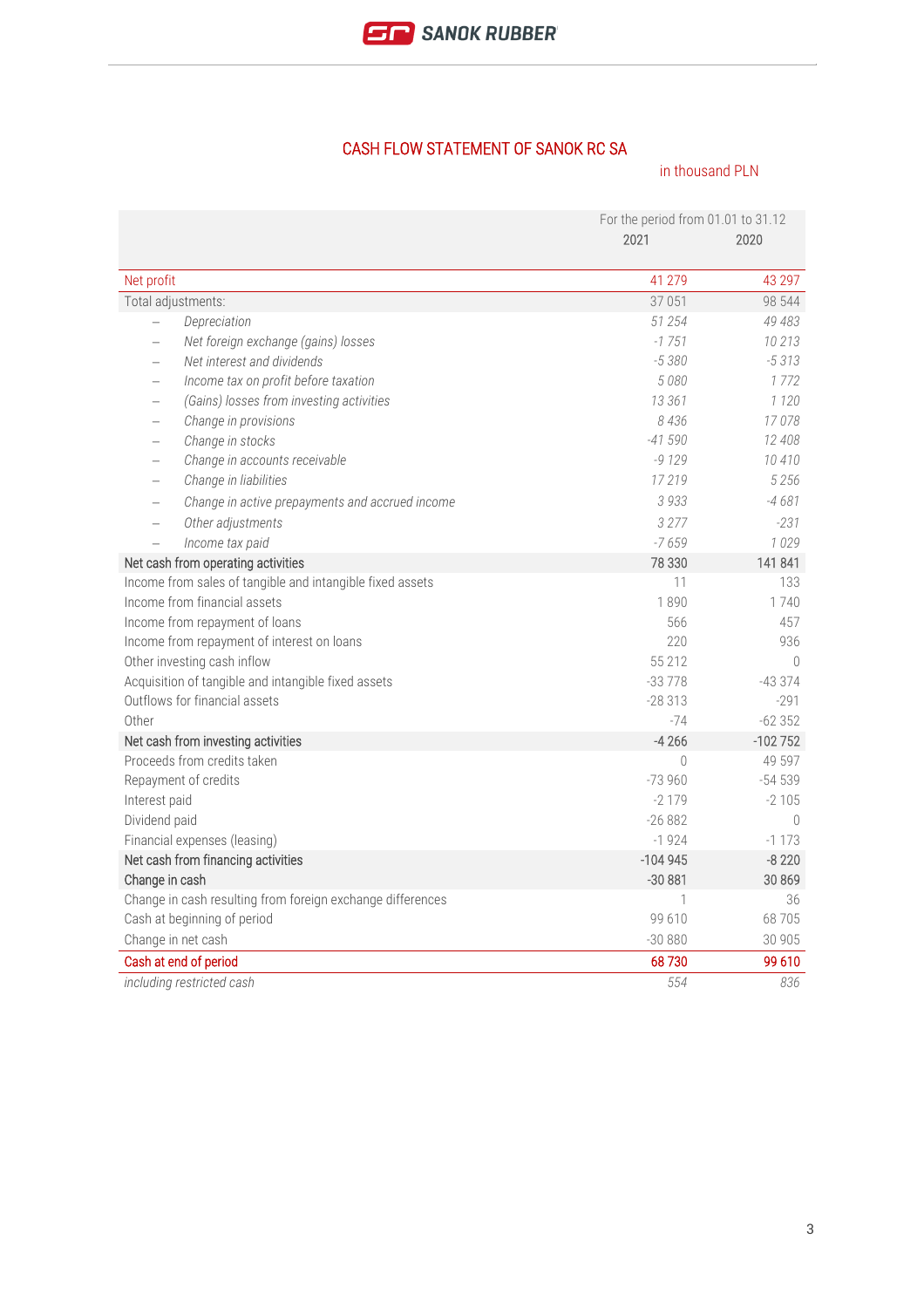# CASH FLOW STATEMENT OF SANOK RC SA

in thousand PLN

| | For the period from 01.01 to 31.12 2021 | 2020 |
|---|---|---|
| Net profit | 41 279 | 43 297 |
| Total adjustments: | 37 051 | 98 544 |
| – *Depreciation* | *51 254* | *49 483* |
| – *Net foreign exchange (gains) losses* | *-1 751* | *10 213* |
| – *Net interest and dividends* | *-5 380* | *-5 313* |
| – *Income tax on profit before taxation* | *5 080* | *1 772* |
| – *(Gains) losses from investing activities* | *13 361* | *1 120* |
| – *Change in provisions* | *8 436* | *17 078* |
| – *Change in stocks* | *-41 590* | *12 408* |
| – *Change in accounts receivable* | *-9 129* | *10 410* |
| – *Change in liabilities* | *17 219* | *5 256* |
| – *Change in active prepayments and accrued income* | *3 933* | *-4 681* |
| – *Other adjustments* | *3 277* | *-231* |
| – *Income tax paid* | *-7 659* | *1 029* |
| Net cash from operating activities | 78 330 | 141 841 |
| Income from sales of tangible and intangible fixed assets | 11 | 133 |
| Income from financial assets | 1 890 | 1 740 |
| Income from repayment of loans | 566 | 457 |
| Income from repayment of interest on loans | 220 | 936 |
| Other investing cash inflow | 55 212 | 0 |
| Acquisition of tangible and intangible fixed assets | -33 778 | -43 374 |
| Outflows for financial assets | -28 313 | -291 |
| Other | -74 | -62 352 |
| Net cash from investing activities | -4 266 | -102 752 |
| Proceeds from credits taken | 0 | 49 597 |
| Repayment of credits | -73 960 | -54 539 |
| Interest paid | -2 179 | -2 105 |
| Dividend paid | -26 882 | 0 |
| Financial expenses (leasing) | -1 924 | -1 173 |
| Net cash from financing activities | -104 945 | -8 220 |
| Change in cash | -30 881 | 30 869 |
| Change in cash resulting from foreign exchange differences | 1 | 36 |
| Cash at beginning of period | 99 610 | 68 705 |
| Change in net cash | -30 880 | 30 905 |
| Cash at end of period | 68 730 | 99 610 |
| *including restricted cash* | *554* | *836* |